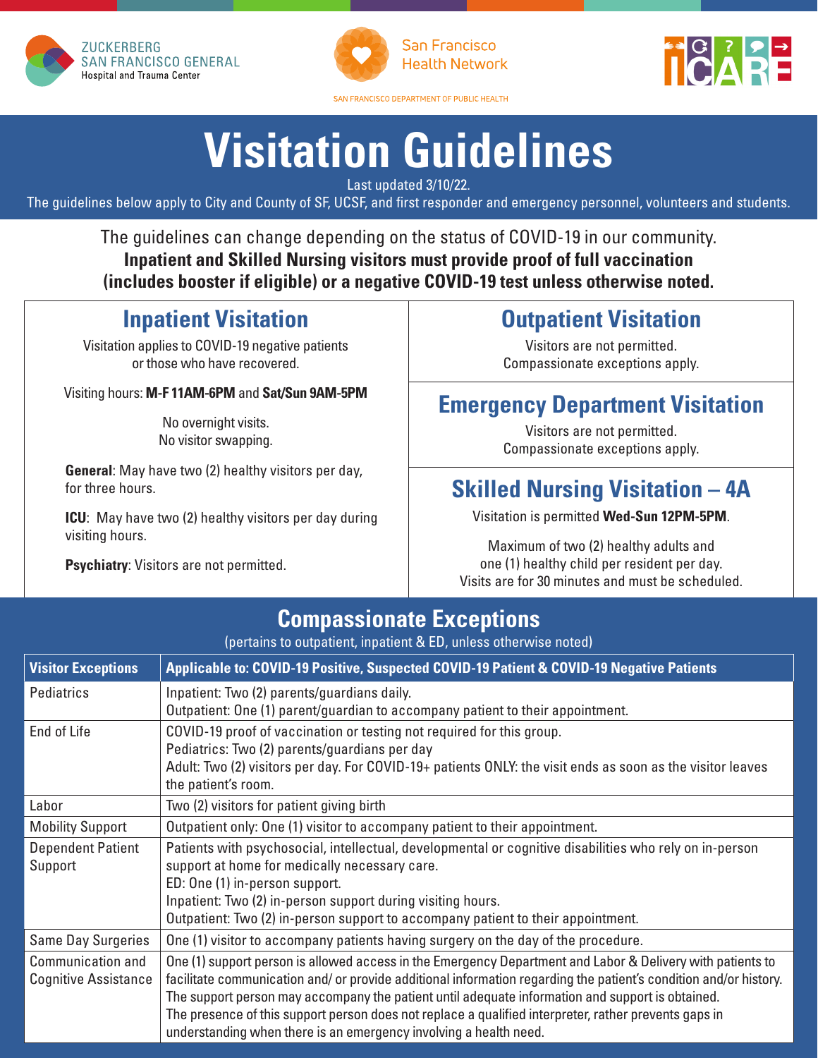ZUCKERBERG SAN FRANCISCO GENERAL Hospital and Trauma Center

San Francisco Health Network

SAN FRANCISCO DEPARTMENT OF PUBLIC HEALTH

ICARE

# Visitation Guidelines

Last updated 3/10/22.

The guidelines below apply to City and County of SF, UCSF, and first responder and emergency personnel, volunteers and students.

The guidelines can change depending on the status of COVID-19 in our community.
**Inpatient and Skilled Nursing visitors must provide proof of full vaccination (includes booster if eligible) or a negative COVID-19 test unless otherwise noted.**

## Inpatient Visitation

Visitation applies to COVID-19 negative patients or those who have recovered.

Visiting hours: **M-F 11AM-6PM** and **Sat/Sun 9AM-5PM**

No overnight visits.
No visitor swapping.

**General**: May have two (2) healthy visitors per day, for three hours.

**ICU**: May have two (2) healthy visitors per day during visiting hours.

**Psychiatry**: Visitors are not permitted.

## Outpatient Visitation

Visitors are not permitted.
Compassionate exceptions apply.

## Emergency Department Visitation

Visitors are not permitted.
Compassionate exceptions apply.

## Skilled Nursing Visitation – 4A

Visitation is permitted **Wed-Sun 12PM-5PM**.

Maximum of two (2) healthy adults and one (1) healthy child per resident per day.
Visits are for 30 minutes and must be scheduled.

## Compassionate Exceptions

(pertains to outpatient, inpatient & ED, unless otherwise noted)

| Visitor Exceptions | Applicable to: COVID-19 Positive, Suspected COVID-19 Patient & COVID-19 Negative Patients |
|---|---|
| Pediatrics | Inpatient: Two (2) parents/guardians daily.<br>Outpatient: One (1) parent/guardian to accompany patient to their appointment. |
| End of Life | COVID-19 proof of vaccination or testing not required for this group.<br>Pediatrics: Two (2) parents/guardians per day<br>Adult: Two (2) visitors per day. For COVID-19+ patients ONLY: the visit ends as soon as the visitor leaves the patient's room. |
| Labor | Two (2) visitors for patient giving birth |
| Mobility Support | Outpatient only: One (1) visitor to accompany patient to their appointment. |
| Dependent Patient Support | Patients with psychosocial, intellectual, developmental or cognitive disabilities who rely on in-person support at home for medically necessary care.<br>ED: One (1) in-person support.<br>Inpatient: Two (2) in-person support during visiting hours.<br>Outpatient: Two (2) in-person support to accompany patient to their appointment. |
| Same Day Surgeries | One (1) visitor to accompany patients having surgery on the day of the procedure. |
| Communication and Cognitive Assistance | One (1) support person is allowed access in the Emergency Department and Labor & Delivery with patients to facilitate communication and/ or provide additional information regarding the patient's condition and/or history. The support person may accompany the patient until adequate information and support is obtained. The presence of this support person does not replace a qualified interpreter, rather prevents gaps in understanding when there is an emergency involving a health need. |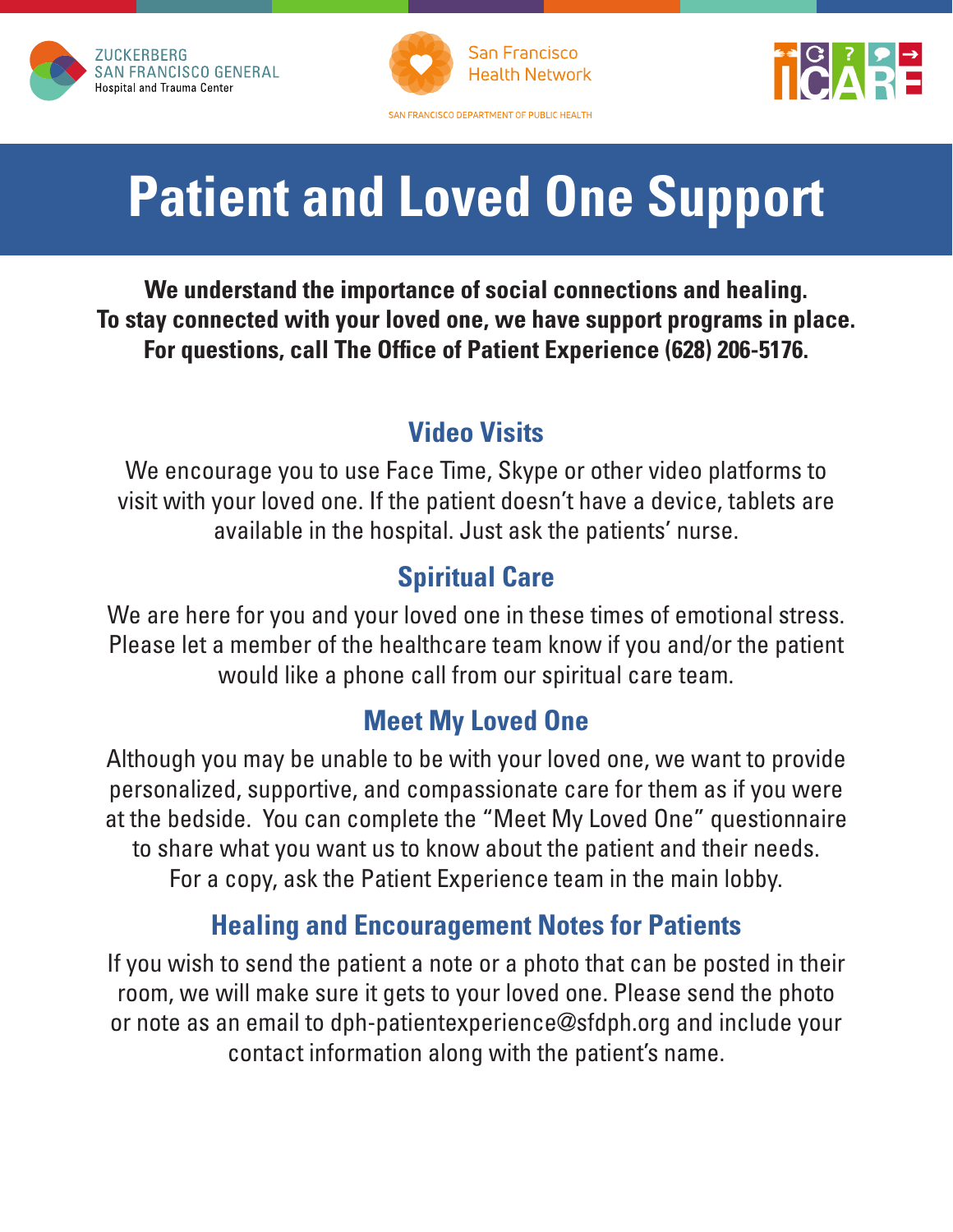ZUCKERBERG SAN FRANCISCO GENERAL Hospital and Trauma Center

San Francisco Health Network

SAN FRANCISCO DEPARTMENT OF PUBLIC HEALTH

ICARE

# Patient and Loved One Support

**We understand the importance of social connections and healing.**
**To stay connected with your loved one, we have support programs in place.**
**For questions, call The Office of Patient Experience (628) 206-5176.**

## Video Visits

We encourage you to use Face Time, Skype or other video platforms to visit with your loved one. If the patient doesn't have a device, tablets are available in the hospital. Just ask the patients' nurse.

## Spiritual Care

We are here for you and your loved one in these times of emotional stress. Please let a member of the healthcare team know if you and/or the patient would like a phone call from our spiritual care team.

## Meet My Loved One

Although you may be unable to be with your loved one, we want to provide personalized, supportive, and compassionate care for them as if you were at the bedside. You can complete the "Meet My Loved One" questionnaire to share what you want us to know about the patient and their needs. For a copy, ask the Patient Experience team in the main lobby.

## Healing and Encouragement Notes for Patients

If you wish to send the patient a note or a photo that can be posted in their room, we will make sure it gets to your loved one. Please send the photo or note as an email to dph-patientexperience@sfdph.org and include your contact information along with the patient's name.